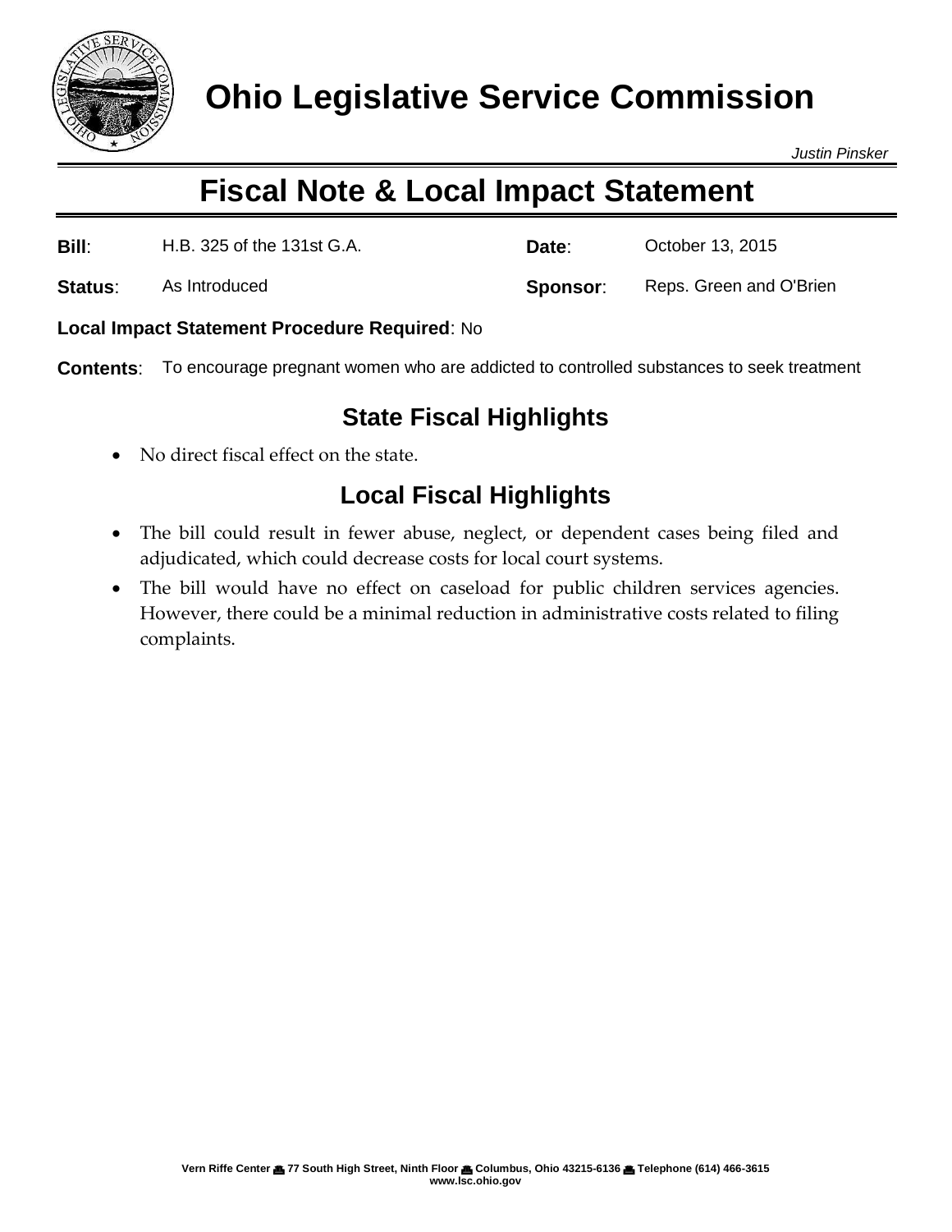# Ohio Legislative Service Commission

*Justin Pinsker*

## Fiscal Note & Local Impact Statement

**Bill**: H.B. 325 of the 131st G.A.

**Date**: October 13, 2015

**Status**: As Introduced

**Sponsor**: Reps. Green and O'Brien

**Local Impact Statement Procedure Required**: No

**Contents**: To encourage pregnant women who are addicted to controlled substances to seek treatment

### State Fiscal Highlights

- No direct fiscal effect on the state.

### Local Fiscal Highlights

- The bill could result in fewer abuse, neglect, or dependent cases being filed and adjudicated, which could decrease costs for local court systems.
- The bill would have no effect on caseload for public children services agencies. However, there could be a minimal reduction in administrative costs related to filing complaints.

Vern Riffe Center 77 South High Street, Ninth Floor Columbus, Ohio 43215-6136 Telephone (614) 466-3615
www.lsc.ohio.gov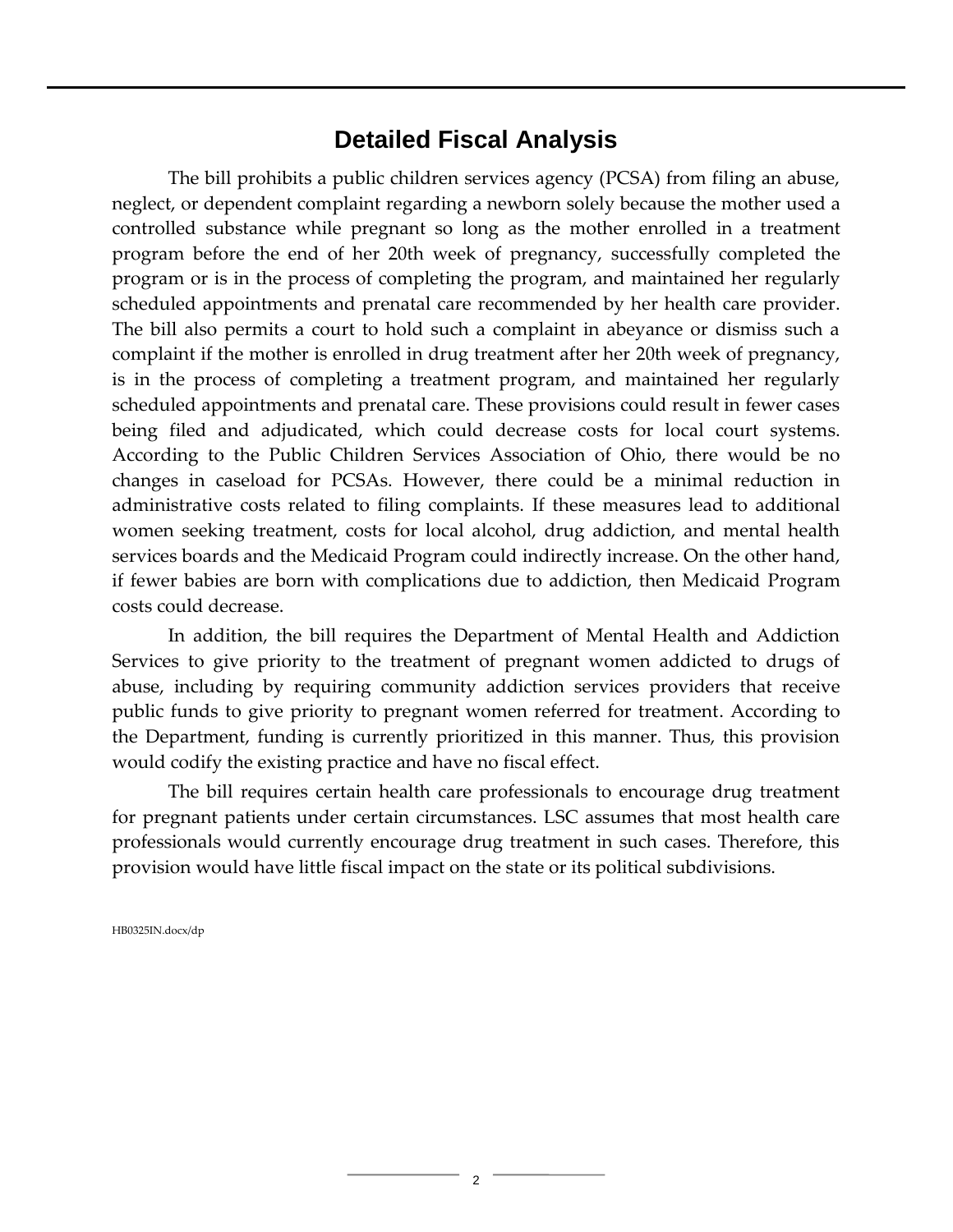## Detailed Fiscal Analysis

The bill prohibits a public children services agency (PCSA) from filing an abuse, neglect, or dependent complaint regarding a newborn solely because the mother used a controlled substance while pregnant so long as the mother enrolled in a treatment program before the end of her 20th week of pregnancy, successfully completed the program or is in the process of completing the program, and maintained her regularly scheduled appointments and prenatal care recommended by her health care provider. The bill also permits a court to hold such a complaint in abeyance or dismiss such a complaint if the mother is enrolled in drug treatment after her 20th week of pregnancy, is in the process of completing a treatment program, and maintained her regularly scheduled appointments and prenatal care. These provisions could result in fewer cases being filed and adjudicated, which could decrease costs for local court systems. According to the Public Children Services Association of Ohio, there would be no changes in caseload for PCSAs. However, there could be a minimal reduction in administrative costs related to filing complaints. If these measures lead to additional women seeking treatment, costs for local alcohol, drug addiction, and mental health services boards and the Medicaid Program could indirectly increase. On the other hand, if fewer babies are born with complications due to addiction, then Medicaid Program costs could decrease.

In addition, the bill requires the Department of Mental Health and Addiction Services to give priority to the treatment of pregnant women addicted to drugs of abuse, including by requiring community addiction services providers that receive public funds to give priority to pregnant women referred for treatment. According to the Department, funding is currently prioritized in this manner. Thus, this provision would codify the existing practice and have no fiscal effect.

The bill requires certain health care professionals to encourage drug treatment for pregnant patients under certain circumstances. LSC assumes that most health care professionals would currently encourage drug treatment in such cases. Therefore, this provision would have little fiscal impact on the state or its political subdivisions.

HB0325IN.docx/dp